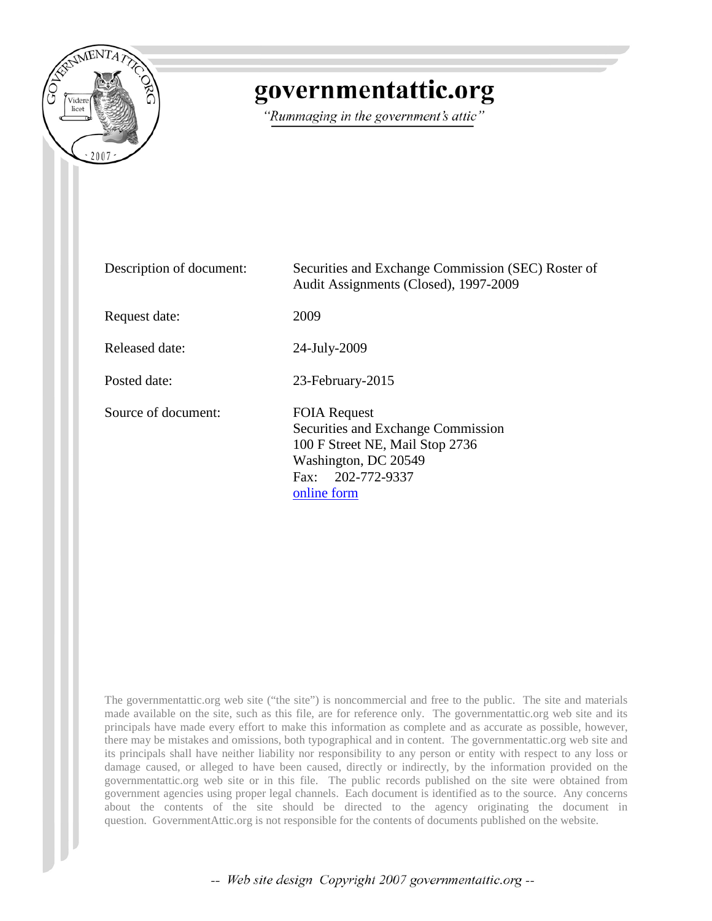# governmentattic.org

*"Rummaging in the government's attic"*

| | |
|---|---|
| Description of document: | Securities and Exchange Commission (SEC) Roster of Audit Assignments (Closed), 1997-2009 |
| Request date: | 2009 |
| Released date: | 24-July-2009 |
| Posted date: | 23-February-2015 |
| Source of document: | FOIA Request<br>Securities and Exchange Commission<br>100 F Street NE, Mail Stop 2736<br>Washington, DC 20549<br>Fax: 202-772-9337<br>online form |

The governmentattic.org web site ("the site") is noncommercial and free to the public. The site and materials made available on the site, such as this file, are for reference only. The governmentattic.org web site and its principals have made every effort to make this information as complete and as accurate as possible, however, there may be mistakes and omissions, both typographical and in content. The governmentattic.org web site and its principals shall have neither liability nor responsibility to any person or entity with respect to any loss or damage caused, or alleged to have been caused, directly or indirectly, by the information provided on the governmentattic.org web site or in this file. The public records published on the site were obtained from government agencies using proper legal channels. Each document is identified as to the source. Any concerns about the contents of the site should be directed to the agency originating the document in question. GovernmentAttic.org is not responsible for the contents of documents published on the website.

*-- Web site design Copyright 2007 governmentattic.org --*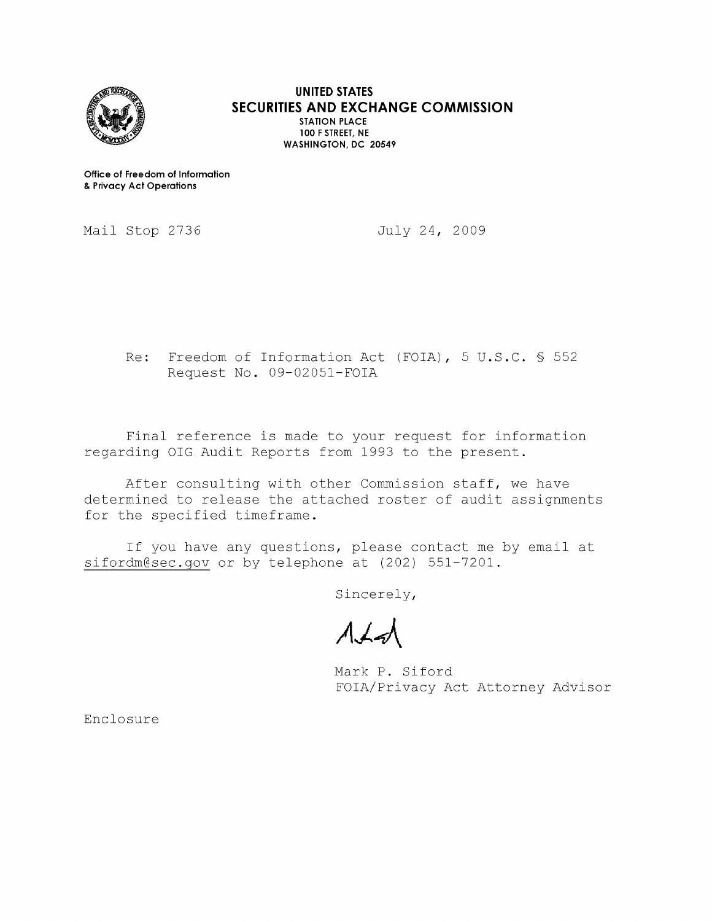**UNITED STATES**
**SECURITIES AND EXCHANGE COMMISSION**
**STATION PLACE**
**100 F STREET, NE**
**WASHINGTON, DC 20549**

**Office of Freedom of Information & Privacy Act Operations**

Mail Stop 2736 July 24, 2009

Re: Freedom of Information Act (FOIA), 5 U.S.C. § 552
Request No. 09-02051-FOIA

Final reference is made to your request for information regarding OIG Audit Reports from 1993 to the present.

After consulting with other Commission staff, we have determined to release the attached roster of audit assignments for the specified timeframe.

If you have any questions, please contact me by email at siffordm@sec.gov or by telephone at (202) 551-7201.

Sincerely,

Mark P. Siford
FOIA/Privacy Act Attorney Advisor

Enclosure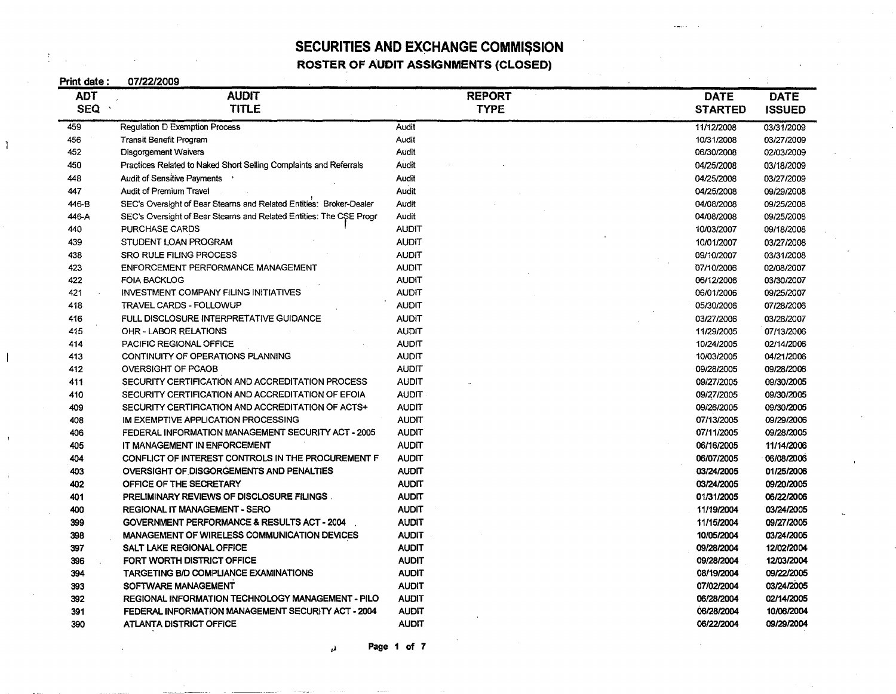# SECURITIES AND EXCHANGE COMMISSION

## ROSTER OF AUDIT ASSIGNMENTS (CLOSED)

**Print date :** 07/22/2009

| ADT SEQ | AUDIT TITLE | REPORT TYPE | DATE STARTED | DATE ISSUED |
|---|---|---|---|---|
| 459 | Regulation D Exemption Process | Audit | 11/12/2008 | 03/31/2009 |
| 456 | Transit Benefit Program | Audit | 10/31/2008 | 03/27/2009 |
| 452 | Disgorgement Waivers | Audit | 06/30/2008 | 02/03/2009 |
| 450 | Practices Related to Naked Short Selling Complaints and Referrals | Audit | 04/25/2008 | 03/18/2009 |
| 448 | Audit of Sensitive Payments | Audit | 04/25/2008 | 03/27/2009 |
| 447 | Audit of Premium Travel | Audit | 04/25/2008 | 09/29/2008 |
| 446-B | SEC's Oversight of Bear Stearns and Related Entities: Broker-Dealer | Audit | 04/08/2008 | 09/25/2008 |
| 446-A | SEC's Oversight of Bear Stearns and Related Entities: The CSE Progr | Audit | 04/08/2008 | 09/25/2008 |
| 440 | PURCHASE CARDS | AUDIT | 10/03/2007 | 09/18/2008 |
| 439 | STUDENT LOAN PROGRAM | AUDIT | 10/01/2007 | 03/27/2008 |
| 438 | SRO RULE FILING PROCESS | AUDIT | 09/10/2007 | 03/31/2008 |
| 423 | ENFORCEMENT PERFORMANCE MANAGEMENT | AUDIT | 07/10/2006 | 02/08/2007 |
| 422 | FOIA BACKLOG | AUDIT | 06/12/2006 | 03/30/2007 |
| 421 | INVESTMENT COMPANY FILING INITIATIVES | AUDIT | 06/01/2006 | 09/25/2007 |
| 418 | TRAVEL CARDS - FOLLOWUP | AUDIT | 05/30/2006 | 07/28/2006 |
| 416 | FULL DISCLOSURE INTERPRETATIVE GUIDANCE | AUDIT | 03/27/2006 | 03/28/2007 |
| 415 | OHR - LABOR RELATIONS | AUDIT | 11/29/2005 | 07/13/2006 |
| 414 | PACIFIC REGIONAL OFFICE | AUDIT | 10/24/2005 | 02/14/2006 |
| 413 | CONTINUITY OF OPERATIONS PLANNING | AUDIT | 10/03/2005 | 04/21/2006 |
| 412 | OVERSIGHT OF PCAOB | AUDIT | 09/28/2005 | 09/28/2006 |
| 411 | SECURITY CERTIFICATION AND ACCREDITATION PROCESS | AUDIT | 09/27/2005 | 09/30/2005 |
| 410 | SECURITY CERTIFICATION AND ACCREDITATION OF EFOIA | AUDIT | 09/27/2005 | 09/30/2005 |
| 409 | SECURITY CERTIFICATION AND ACCREDITATION OF ACTS+ | AUDIT | 09/26/2005 | 09/30/2005 |
| 408 | IM EXEMPTIVE APPLICATION PROCESSING | AUDIT | 07/13/2005 | 09/29/2006 |
| 406 | FEDERAL INFORMATION MANAGEMENT SECURITY ACT - 2005 | AUDIT | 07/11/2005 | 09/28/2005 |
| 405 | IT MANAGEMENT IN ENFORCEMENT | AUDIT | 06/16/2005 | 11/14/2006 |
| 404 | CONFLICT OF INTEREST CONTROLS IN THE PROCUREMENT F | AUDIT | 06/07/2005 | 06/08/2006 |
| 403 | OVERSIGHT OF DISGORGEMENTS AND PENALTIES | AUDIT | 03/24/2005 | 01/25/2006 |
| 402 | OFFICE OF THE SECRETARY | AUDIT | 03/24/2005 | 09/20/2005 |
| 401 | PRELIMINARY REVIEWS OF DISCLOSURE FILINGS | AUDIT | 01/31/2005 | 06/22/2006 |
| 400 | REGIONAL IT MANAGEMENT - SERO | AUDIT | 11/19/2004 | 03/24/2005 |
| 399 | GOVERNMENT PERFORMANCE & RESULTS ACT - 2004 | AUDIT | 11/15/2004 | 09/27/2005 |
| 398 | MANAGEMENT OF WIRELESS COMMUNICATION DEVICES | AUDIT | 10/05/2004 | 03/24/2005 |
| 397 | SALT LAKE REGIONAL OFFICE | AUDIT | 09/28/2004 | 12/02/2004 |
| 396 | FORT WORTH DISTRICT OFFICE | AUDIT | 09/28/2004 | 12/03/2004 |
| 394 | TARGETING B/D COMPLIANCE EXAMINATIONS | AUDIT | 08/19/2004 | 09/22/2005 |
| 393 | SOFTWARE MANAGEMENT | AUDIT | 07/02/2004 | 03/24/2005 |
| 392 | REGIONAL INFORMATION TECHNOLOGY MANAGEMENT - PILO | AUDIT | 06/28/2004 | 02/14/2005 |
| 391 | FEDERAL INFORMATION MANAGEMENT SECURITY ACT - 2004 | AUDIT | 06/28/2004 | 10/06/2004 |
| 390 | ATLANTA DISTRICT OFFICE | AUDIT | 06/22/2004 | 09/29/2004 |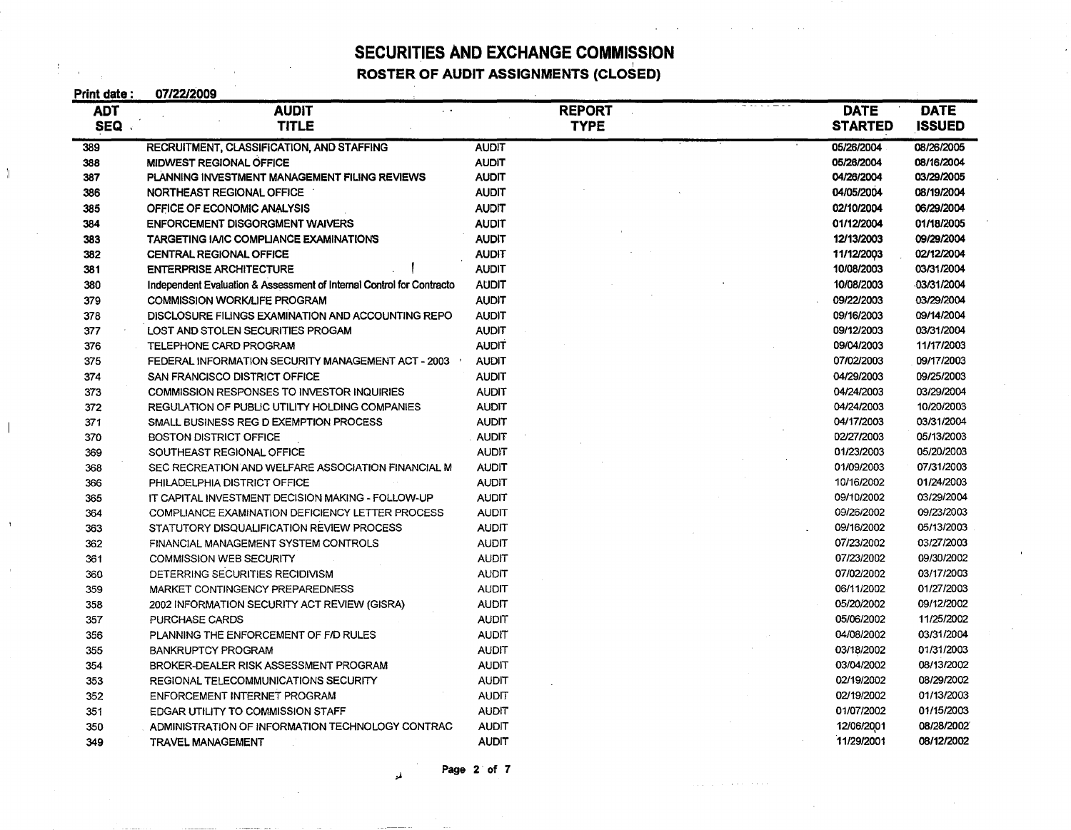# SECURITIES AND EXCHANGE COMMISSION

## ROSTER OF AUDIT ASSIGNMENTS (CLOSED)

**Print date: 07/22/2009**

| ADT SEQ | AUDIT TITLE | REPORT TYPE | DATE STARTED | DATE ISSUED |
|---|---|---|---|---|
| 389 | RECRUITMENT, CLASSIFICATION, AND STAFFING | AUDIT | 05/26/2004 | 08/26/2005 |
| 388 | MIDWEST REGIONAL OFFICE | AUDIT | 05/28/2004 | 08/16/2004 |
| 387 | PLANNING INVESTMENT MANAGEMENT FILING REVIEWS | AUDIT | 04/26/2004 | 03/29/2005 |
| 386 | NORTHEAST REGIONAL OFFICE | AUDIT | 04/05/2004 | 08/19/2004 |
| 385 | OFFICE OF ECONOMIC ANALYSIS | AUDIT | 02/10/2004 | 06/29/2004 |
| 384 | ENFORCEMENT DISGORGMENT WAIVERS | AUDIT | 01/12/2004 | 01/18/2005 |
| 383 | TARGETING IA/IC COMPLIANCE EXAMINATIONS | AUDIT | 12/13/2003 | 09/29/2004 |
| 382 | CENTRAL REGIONAL OFFICE | AUDIT | 11/12/2003 | 02/12/2004 |
| 381 | ENTERPRISE ARCHITECTURE | AUDIT | 10/08/2003 | 03/31/2004 |
| 380 | Independent Evaluation & Assessment of Internal Control for Contracto | AUDIT | 10/08/2003 | 03/31/2004 |
| 379 | COMMISSION WORK/LIFE PROGRAM | AUDIT | 09/22/2003 | 03/29/2004 |
| 378 | DISCLOSURE FILINGS EXAMINATION AND ACCOUNTING REPO | AUDIT | 09/16/2003 | 09/14/2004 |
| 377 | LOST AND STOLEN SECURITIES PROGAM | AUDIT | 09/12/2003 | 03/31/2004 |
| 376 | TELEPHONE CARD PROGRAM | AUDIT | 09/04/2003 | 11/17/2003 |
| 375 | FEDERAL INFORMATION SECURITY MANAGEMENT ACT - 2003 | AUDIT | 07/02/2003 | 09/17/2003 |
| 374 | SAN FRANCISCO DISTRICT OFFICE | AUDIT | 04/29/2003 | 09/25/2003 |
| 373 | COMMISSION RESPONSES TO INVESTOR INQUIRIES | AUDIT | 04/24/2003 | 03/29/2004 |
| 372 | REGULATION OF PUBLIC UTILITY HOLDING COMPANIES | AUDIT | 04/24/2003 | 10/20/2003 |
| 371 | SMALL BUSINESS REG D EXEMPTION PROCESS | AUDIT | 04/17/2003 | 03/31/2004 |
| 370 | BOSTON DISTRICT OFFICE | AUDIT | 02/27/2003 | 05/13/2003 |
| 369 | SOUTHEAST REGIONAL OFFICE | AUDIT | 01/23/2003 | 05/20/2003 |
| 368 | SEC RECREATION AND WELFARE ASSOCIATION FINANCIAL M | AUDIT | 01/09/2003 | 07/31/2003 |
| 366 | PHILADELPHIA DISTRICT OFFICE | AUDIT | 10/16/2002 | 01/24/2003 |
| 365 | IT CAPITAL INVESTMENT DECISION MAKING - FOLLOW-UP | AUDIT | 09/10/2002 | 03/29/2004 |
| 364 | COMPLIANCE EXAMINATION DEFICIENCY LETTER PROCESS | AUDIT | 09/26/2002 | 09/23/2003 |
| 363 | STATUTORY DISQUALIFICATION REVIEW PROCESS | AUDIT | 09/16/2002 | 05/13/2003 |
| 362 | FINANCIAL MANAGEMENT SYSTEM CONTROLS | AUDIT | 07/23/2002 | 03/27/2003 |
| 361 | COMMISSION WEB SECURITY | AUDIT | 07/23/2002 | 09/30/2002 |
| 360 | DETERRING SECURITIES RECIDIVISM | AUDIT | 07/02/2002 | 03/17/2003 |
| 359 | MARKET CONTINGENCY PREPAREDNESS | AUDIT | 06/11/2002 | 01/27/2003 |
| 358 | 2002 INFORMATION SECURITY ACT REVIEW (GISRA) | AUDIT | 05/20/2002 | 09/12/2002 |
| 357 | PURCHASE CARDS | AUDIT | 05/06/2002 | 11/25/2002 |
| 356 | PLANNING THE ENFORCEMENT OF F/D RULES | AUDIT | 04/08/2002 | 03/31/2004 |
| 355 | BANKRUPTCY PROGRAM | AUDIT | 03/18/2002 | 01/31/2003 |
| 354 | BROKER-DEALER RISK ASSESSMENT PROGRAM | AUDIT | 03/04/2002 | 08/13/2002 |
| 353 | REGIONAL TELECOMMUNICATIONS SECURITY | AUDIT | 02/19/2002 | 08/29/2002 |
| 352 | ENFORCEMENT INTERNET PROGRAM | AUDIT | 02/19/2002 | 01/13/2003 |
| 351 | EDGAR UTILITY TO COMMISSION STAFF | AUDIT | 01/07/2002 | 01/15/2003 |
| 350 | ADMINISTRATION OF INFORMATION TECHNOLOGY CONTRAC | AUDIT | 12/06/2001 | 08/28/2002 |
| 349 | TRAVEL MANAGEMENT | AUDIT | 11/29/2001 | 08/12/2002 |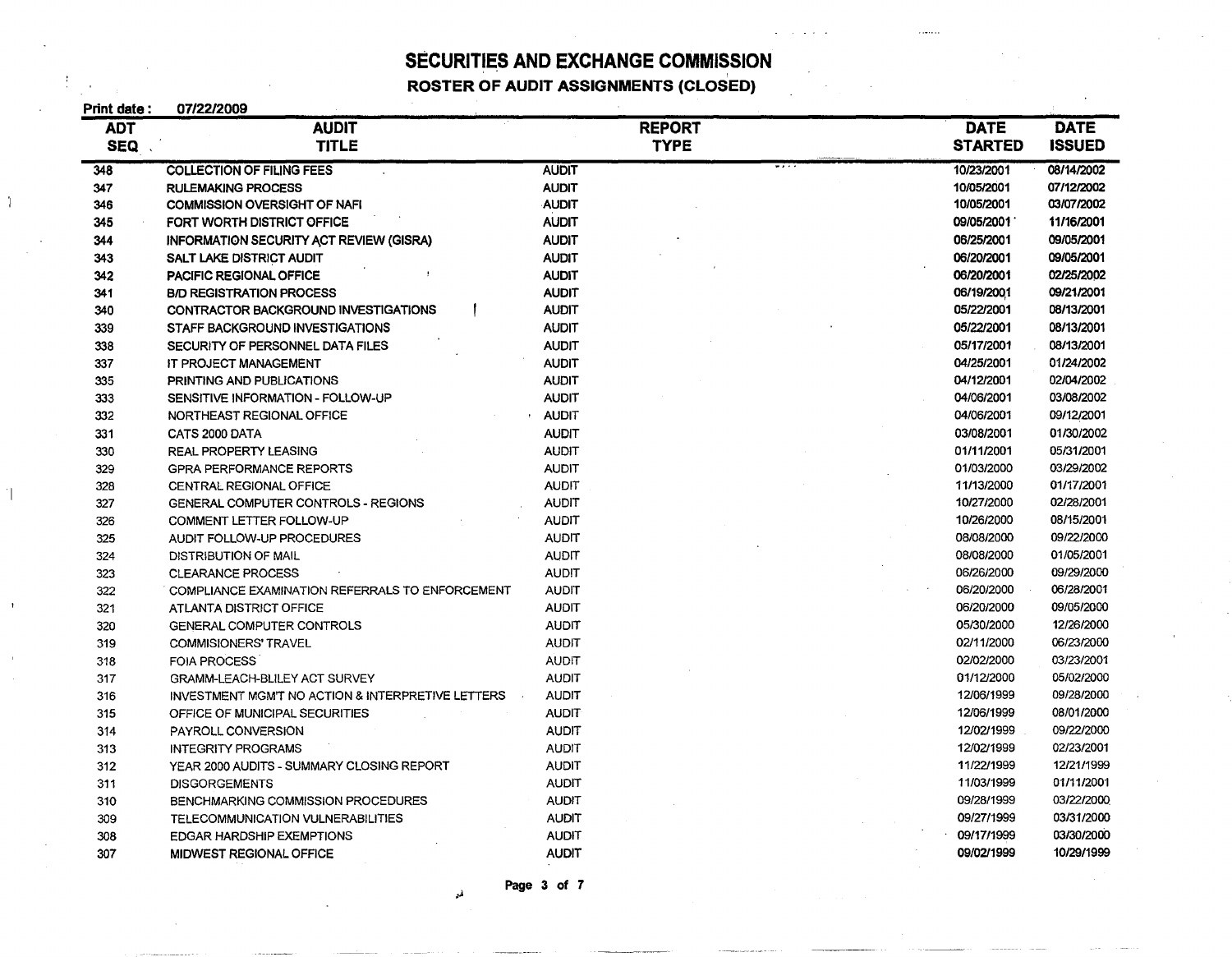# SECURITIES AND EXCHANGE COMMISSION

## ROSTER OF AUDIT ASSIGNMENTS (CLOSED)

**Print date :** 07/22/2009

| ADT SEQ | AUDIT TITLE | REPORT TYPE | DATE STARTED | DATE ISSUED |
|---|---|---|---|---|
| 348 | COLLECTION OF FILING FEES | AUDIT | 10/23/2001 | 08/14/2002 |
| 347 | RULEMAKING PROCESS | AUDIT | 10/05/2001 | 07/12/2002 |
| 346 | COMMISSION OVERSIGHT OF NAFI | AUDIT | 10/05/2001 | 03/07/2002 |
| 345 | FORT WORTH DISTRICT OFFICE | AUDIT | 09/05/2001 | 11/16/2001 |
| 344 | INFORMATION SECURITY ACT REVIEW (GISRA) | AUDIT | 06/25/2001 | 09/05/2001 |
| 343 | SALT LAKE DISTRICT AUDIT | AUDIT | 06/20/2001 | 09/05/2001 |
| 342 | PACIFIC REGIONAL OFFICE | AUDIT | 06/20/2001 | 02/25/2002 |
| 341 | B/D REGISTRATION PROCESS | AUDIT | 06/19/2001 | 09/21/2001 |
| 340 | CONTRACTOR BACKGROUND INVESTIGATIONS | AUDIT | 05/22/2001 | 08/13/2001 |
| 339 | STAFF BACKGROUND INVESTIGATIONS | AUDIT | 05/22/2001 | 08/13/2001 |
| 338 | SECURITY OF PERSONNEL DATA FILES | AUDIT | 05/17/2001 | 08/13/2001 |
| 337 | IT PROJECT MANAGEMENT | AUDIT | 04/25/2001 | 01/24/2002 |
| 335 | PRINTING AND PUBLICATIONS | AUDIT | 04/12/2001 | 02/04/2002 |
| 333 | SENSITIVE INFORMATION - FOLLOW-UP | AUDIT | 04/06/2001 | 03/08/2002 |
| 332 | NORTHEAST REGIONAL OFFICE | AUDIT | 04/06/2001 | 09/12/2001 |
| 331 | CATS 2000 DATA | AUDIT | 03/08/2001 | 01/30/2002 |
| 330 | REAL PROPERTY LEASING | AUDIT | 01/11/2001 | 05/31/2001 |
| 329 | GPRA PERFORMANCE REPORTS | AUDIT | 01/03/2000 | 03/29/2002 |
| 328 | CENTRAL REGIONAL OFFICE | AUDIT | 11/13/2000 | 01/17/2001 |
| 327 | GENERAL COMPUTER CONTROLS - REGIONS | AUDIT | 10/27/2000 | 02/28/2001 |
| 326 | COMMENT LETTER FOLLOW-UP | AUDIT | 10/26/2000 | 08/15/2001 |
| 325 | AUDIT FOLLOW-UP PROCEDURES | AUDIT | 08/08/2000 | 09/22/2000 |
| 324 | DISTRIBUTION OF MAIL | AUDIT | 08/08/2000 | 01/05/2001 |
| 323 | CLEARANCE PROCESS | AUDIT | 06/26/2000 | 09/29/2000 |
| 322 | COMPLIANCE EXAMINATION REFERRALS TO ENFORCEMENT | AUDIT | 06/20/2000 | 06/28/2001 |
| 321 | ATLANTA DISTRICT OFFICE | AUDIT | 06/20/2000 | 09/05/2000 |
| 320 | GENERAL COMPUTER CONTROLS | AUDIT | 05/30/2000 | 12/26/2000 |
| 319 | COMMISIONERS' TRAVEL | AUDIT | 02/11/2000 | 06/23/2000 |
| 318 | FOIA PROCESS | AUDIT | 02/02/2000 | 03/23/2001 |
| 317 | GRAMM-LEACH-BLILEY ACT SURVEY | AUDIT | 01/12/2000 | 05/02/2000 |
| 316 | INVESTMENT MGMT NO ACTION & INTERPRETIVE LETTERS | AUDIT | 12/06/1999 | 09/28/2000 |
| 315 | OFFICE OF MUNICIPAL SECURITIES | AUDIT | 12/06/1999 | 08/01/2000 |
| 314 | PAYROLL CONVERSION | AUDIT | 12/02/1999 | 09/22/2000 |
| 313 | INTEGRITY PROGRAMS | AUDIT | 12/02/1999 | 02/23/2001 |
| 312 | YEAR 2000 AUDITS - SUMMARY CLOSING REPORT | AUDIT | 11/22/1999 | 12/21/1999 |
| 311 | DISGORGEMENTS | AUDIT | 11/03/1999 | 01/11/2001 |
| 310 | BENCHMARKING COMMISSION PROCEDURES | AUDIT | 09/28/1999 | 03/22/2000 |
| 309 | TELECOMMUNICATION VULNERABILITIES | AUDIT | 09/27/1999 | 03/31/2000 |
| 308 | EDGAR HARDSHIP EXEMPTIONS | AUDIT | 09/17/1999 | 03/30/2000 |
| 307 | MIDWEST REGIONAL OFFICE | AUDIT | 09/02/1999 | 10/29/1999 |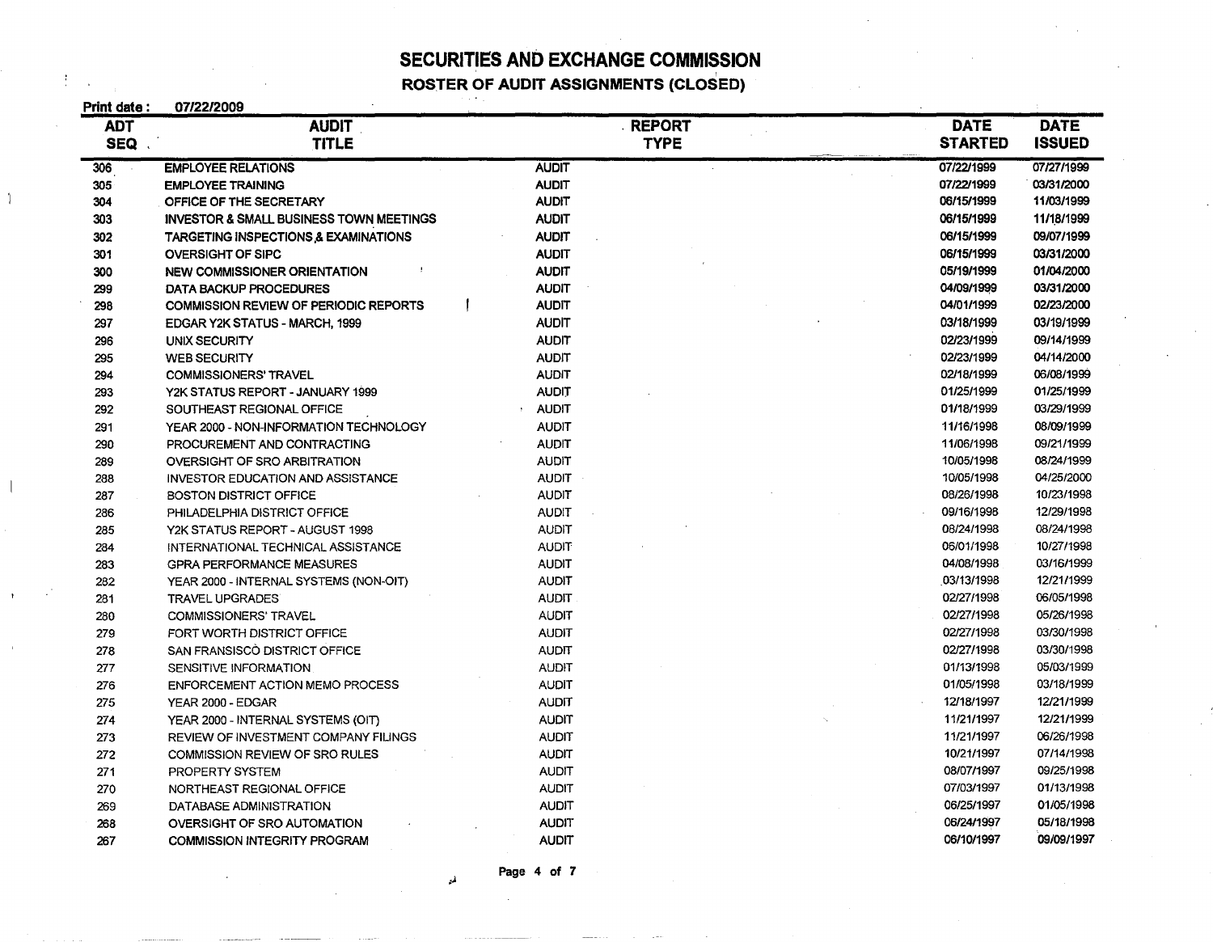# SECURITIES AND EXCHANGE COMMISSION

## ROSTER OF AUDIT ASSIGNMENTS (CLOSED)

**Print date :** 07/22/2009

| ADT SEQ | AUDIT TITLE | REPORT TYPE | DATE STARTED | DATE ISSUED |
|---|---|---|---|---|
| 306 | EMPLOYEE RELATIONS | AUDIT | 07/22/1999 | 07/27/1999 |
| 305 | EMPLOYEE TRAINING | AUDIT | 07/22/1999 | 03/31/2000 |
| 304 | OFFICE OF THE SECRETARY | AUDIT | 06/15/1999 | 11/03/1999 |
| 303 | INVESTOR & SMALL BUSINESS TOWN MEETINGS | AUDIT | 06/15/1999 | 11/18/1999 |
| 302 | TARGETING INSPECTIONS & EXAMINATIONS | AUDIT | 06/15/1999 | 09/07/1999 |
| 301 | OVERSIGHT OF SIPC | AUDIT | 06/15/1999 | 03/31/2000 |
| 300 | NEW COMMISSIONER ORIENTATION | AUDIT | 05/19/1999 | 01/04/2000 |
| 299 | DATA BACKUP PROCEDURES | AUDIT | 04/09/1999 | 03/31/2000 |
| 298 | COMMISSION REVIEW OF PERIODIC REPORTS | AUDIT | 04/01/1999 | 02/23/2000 |
| 297 | EDGAR Y2K STATUS - MARCH, 1999 | AUDIT | 03/18/1999 | 03/19/1999 |
| 296 | UNIX SECURITY | AUDIT | 02/23/1999 | 09/14/1999 |
| 295 | WEB SECURITY | AUDIT | 02/23/1999 | 04/14/2000 |
| 294 | COMMISSIONERS' TRAVEL | AUDIT | 02/18/1999 | 06/08/1999 |
| 293 | Y2K STATUS REPORT - JANUARY 1999 | AUDIT | 01/25/1999 | 01/25/1999 |
| 292 | SOUTHEAST REGIONAL OFFICE | AUDIT | 01/18/1999 | 03/29/1999 |
| 291 | YEAR 2000 - NON-INFORMATION TECHNOLOGY | AUDIT | 11/16/1998 | 08/09/1999 |
| 290 | PROCUREMENT AND CONTRACTING | AUDIT | 11/06/1998 | 09/21/1999 |
| 289 | OVERSIGHT OF SRO ARBITRATION | AUDIT | 10/05/1998 | 08/24/1999 |
| 288 | INVESTOR EDUCATION AND ASSISTANCE | AUDIT | 10/05/1998 | 04/25/2000 |
| 287 | BOSTON DISTRICT OFFICE | AUDIT | 08/26/1998 | 10/23/1998 |
| 286 | PHILADELPHIA DISTRICT OFFICE | AUDIT | 09/16/1998 | 12/29/1998 |
| 285 | Y2K STATUS REPORT - AUGUST 1998 | AUDIT | 08/24/1998 | 08/24/1998 |
| 284 | INTERNATIONAL TECHNICAL ASSISTANCE | AUDIT | 06/01/1998 | 10/27/1998 |
| 283 | GPRA PERFORMANCE MEASURES | AUDIT | 04/08/1998 | 03/16/1999 |
| 282 | YEAR 2000 - INTERNAL SYSTEMS (NON-OIT) | AUDIT | 03/13/1998 | 12/21/1999 |
| 281 | TRAVEL UPGRADES | AUDIT | 02/27/1998 | 06/05/1998 |
| 280 | COMMISSIONERS' TRAVEL | AUDIT | 02/27/1998 | 05/26/1998 |
| 279 | FORT WORTH DISTRICT OFFICE | AUDIT | 02/27/1998 | 03/30/1998 |
| 278 | SAN FRANSISCO DISTRICT OFFICE | AUDIT | 02/27/1998 | 03/30/1998 |
| 277 | SENSITIVE INFORMATION | AUDIT | 01/13/1998 | 05/03/1999 |
| 276 | ENFORCEMENT ACTION MEMO PROCESS | AUDIT | 01/05/1998 | 03/18/1999 |
| 275 | YEAR 2000 - EDGAR | AUDIT | 12/18/1997 | 12/21/1999 |
| 274 | YEAR 2000 - INTERNAL SYSTEMS (OIT) | AUDIT | 11/21/1997 | 12/21/1999 |
| 273 | REVIEW OF INVESTMENT COMPANY FILINGS | AUDIT | 11/21/1997 | 06/26/1998 |
| 272 | COMMISSION REVIEW OF SRO RULES | AUDIT | 10/21/1997 | 07/14/1998 |
| 271 | PROPERTY SYSTEM | AUDIT | 08/07/1997 | 09/25/1998 |
| 270 | NORTHEAST REGIONAL OFFICE | AUDIT | 07/03/1997 | 01/13/1998 |
| 269 | DATABASE ADMINISTRATION | AUDIT | 06/25/1997 | 01/05/1998 |
| 268 | OVERSIGHT OF SRO AUTOMATION | AUDIT | 06/24/1997 | 05/18/1998 |
| 267 | COMMISSION INTEGRITY PROGRAM | AUDIT | 06/10/1997 | 09/09/1997 |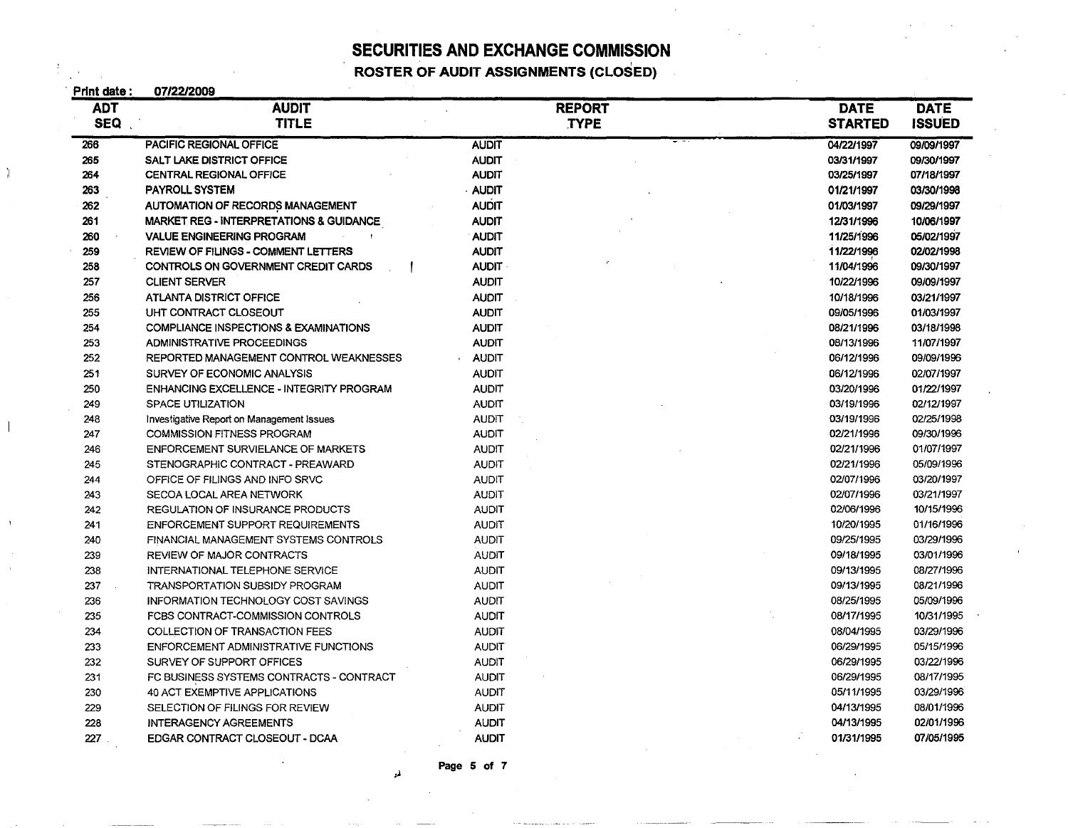# SECURITIES AND EXCHANGE COMMISSION

## ROSTER OF AUDIT ASSIGNMENTS (CLOSED)

**Print date :** 07/22/2009

| ADT SEQ | AUDIT TITLE | REPORT TYPE | DATE STARTED | DATE ISSUED |
|---|---|---|---|---|
| 266 | PACIFIC REGIONAL OFFICE | AUDIT | 04/22/1997 | 09/09/1997 |
| 265 | SALT LAKE DISTRICT OFFICE | AUDIT | 03/31/1997 | 09/30/1997 |
| 264 | CENTRAL REGIONAL OFFICE | AUDIT | 03/25/1997 | 07/18/1997 |
| 263 | PAYROLL SYSTEM | AUDIT | 01/21/1997 | 03/30/1998 |
| 262 | AUTOMATION OF RECORDS MANAGEMENT | AUDIT | 01/03/1997 | 09/29/1997 |
| 261 | MARKET REG - INTERPRETATIONS & GUIDANCE | AUDIT | 12/31/1996 | 10/06/1997 |
| 260 | VALUE ENGINEERING PROGRAM | AUDIT | 11/25/1996 | 05/02/1997 |
| 259 | REVIEW OF FILINGS - COMMENT LETTERS | AUDIT | 11/22/1996 | 02/02/1998 |
| 258 | CONTROLS ON GOVERNMENT CREDIT CARDS | AUDIT | 11/04/1996 | 09/30/1997 |
| 257 | CLIENT SERVER | AUDIT | 10/22/1996 | 09/09/1997 |
| 256 | ATLANTA DISTRICT OFFICE | AUDIT | 10/18/1996 | 03/21/1997 |
| 255 | UHT CONTRACT CLOSEOUT | AUDIT | 09/05/1996 | 01/03/1997 |
| 254 | COMPLIANCE INSPECTIONS & EXAMINATIONS | AUDIT | 08/21/1996 | 03/18/1998 |
| 253 | ADMINISTRATIVE PROCEEDINGS | AUDIT | 08/13/1996 | 11/07/1997 |
| 252 | REPORTED MANAGEMENT CONTROL WEAKNESSES | AUDIT | 06/12/1996 | 09/09/1996 |
| 251 | SURVEY OF ECONOMIC ANALYSIS | AUDIT | 06/12/1996 | 02/07/1997 |
| 250 | ENHANCING EXCELLENCE - INTEGRITY PROGRAM | AUDIT | 03/20/1996 | 01/22/1997 |
| 249 | SPACE UTILIZATION | AUDIT | 03/19/1996 | 02/12/1997 |
| 248 | Investigative Report on Management Issues | AUDIT | 03/19/1996 | 02/25/1998 |
| 247 | COMMISSION FITNESS PROGRAM | AUDIT | 02/21/1996 | 09/30/1996 |
| 246 | ENFORCEMENT SURVIELANCE OF MARKETS | AUDIT | 02/21/1996 | 01/07/1997 |
| 245 | STENOGRAPHIC CONTRACT - PREAWARD | AUDIT | 02/21/1996 | 05/09/1996 |
| 244 | OFFICE OF FILINGS AND INFO SRVC | AUDIT | 02/07/1996 | 03/20/1997 |
| 243 | SECOA LOCAL AREA NETWORK | AUDIT | 02/07/1996 | 03/21/1997 |
| 242 | REGULATION OF INSURANCE PRODUCTS | AUDIT | 02/06/1996 | 10/15/1996 |
| 241 | ENFORCEMENT SUPPORT REQUIREMENTS | AUDIT | 10/20/1995 | 01/16/1996 |
| 240 | FINANCIAL MANAGEMENT SYSTEMS CONTROLS | AUDIT | 09/25/1995 | 03/29/1996 |
| 239 | REVIEW OF MAJOR CONTRACTS | AUDIT | 09/18/1995 | 03/01/1996 |
| 238 | INTERNATIONAL TELEPHONE SERVICE | AUDIT | 09/13/1995 | 08/27/1996 |
| 237 | TRANSPORTATION SUBSIDY PROGRAM | AUDIT | 09/13/1995 | 08/21/1996 |
| 236 | INFORMATION TECHNOLOGY COST SAVINGS | AUDIT | 08/25/1995 | 05/09/1996 |
| 235 | FCBS CONTRACT-COMMISSION CONTROLS | AUDIT | 08/17/1995 | 10/31/1995 |
| 234 | COLLECTION OF TRANSACTION FEES | AUDIT | 08/04/1995 | 03/29/1996 |
| 233 | ENFORCEMENT ADMINISTRATIVE FUNCTIONS | AUDIT | 06/29/1995 | 05/15/1996 |
| 232 | SURVEY OF SUPPORT OFFICES | AUDIT | 06/29/1995 | 03/22/1996 |
| 231 | FC BUSINESS SYSTEMS CONTRACTS - CONTRACT | AUDIT | 06/29/1995 | 08/17/1995 |
| 230 | 40 ACT EXEMPTIVE APPLICATIONS | AUDIT | 05/11/1995 | 03/29/1996 |
| 229 | SELECTION OF FILINGS FOR REVIEW | AUDIT | 04/13/1995 | 08/01/1996 |
| 228 | INTERAGENCY AGREEMENTS | AUDIT | 04/13/1995 | 02/01/1996 |
| 227 | EDGAR CONTRACT CLOSEOUT - DCAA | AUDIT | 01/31/1995 | 07/05/1995 |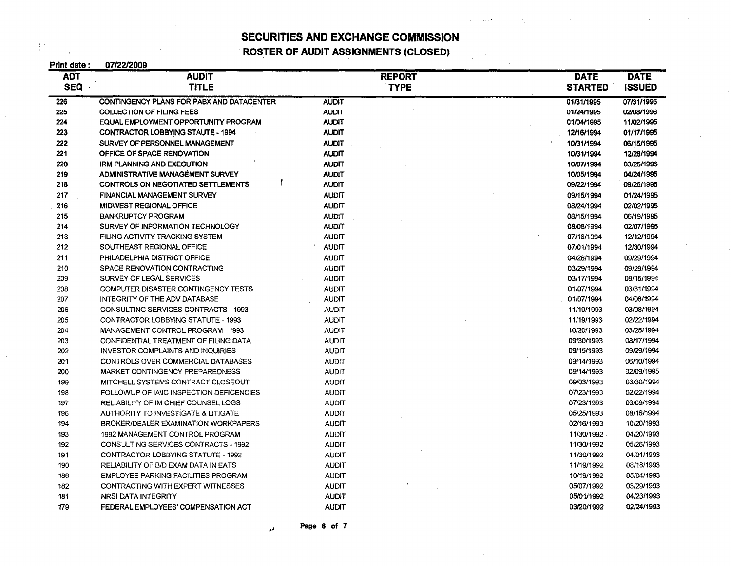# SECURITIES AND EXCHANGE COMMISSION

## ROSTER OF AUDIT ASSIGNMENTS (CLOSED)

**Print date :** 07/22/2009

| ADT SEQ | AUDIT TITLE | REPORT TYPE | DATE STARTED | DATE ISSUED |
|---|---|---|---|---|
| 226 | CONTINGENCY PLANS FOR PABX AND DATACENTER | AUDIT | 01/31/1995 | 07/31/1995 |
| 225 | COLLECTION OF FILING FEES | AUDIT | 01/24/1995 | 02/08/1996 |
| 224 | EQUAL EMPLOYMENT OPPORTUNITY PROGRAM | AUDIT | 01/04/1995 | 11/02/1995 |
| 223 | CONTRACTOR LOBBYING STAUTE - 1994 | AUDIT | 12/16/1994 | 01/17/1995 |
| 222 | SURVEY OF PERSONNEL MANAGEMENT | AUDIT | 10/31/1994 | 06/15/1995 |
| 221 | OFFICE OF SPACE RENOVATION | AUDIT | 10/31/1994 | 12/28/1994 |
| 220 | IRM PLANNING AND EXECUTION | AUDIT | 10/07/1994 | 03/26/1996 |
| 219 | ADMINISTRATIVE MANAGEMENT SURVEY | AUDIT | 10/05/1994 | 04/24/1995 |
| 218 | CONTROLS ON NEGOTIATED SETTLEMENTS | AUDIT | 09/22/1994 | 09/26/1995 |
| 217 | FINANCIAL MANAGEMENT SURVEY | AUDIT | 09/15/1994 | 01/24/1995 |
| 216 | MIDWEST REGIONAL OFFICE | AUDIT | 08/24/1994 | 02/02/1995 |
| 215 | BANKRUPTCY PROGRAM | AUDIT | 08/15/1994 | 06/19/1995 |
| 214 | SURVEY OF INFORMATION TECHNOLOGY | AUDIT | 08/08/1994 | 02/07/1995 |
| 213 | FILING ACTIVITY TRACKING SYSTEM | AUDIT | 07/18/1994 | 12/12/1994 |
| 212 | SOUTHEAST REGIONAL OFFICE | AUDIT | 07/01/1994 | 12/30/1994 |
| 211 | PHILADELPHIA DISTRICT OFFICE | AUDIT | 04/26/1994 | 09/29/1994 |
| 210 | SPACE RENOVATION CONTRACTING | AUDIT | 03/29/1994 | 09/29/1994 |
| 209 | SURVEY OF LEGAL SERVICES | AUDIT | 03/17/1994 | 08/15/1994 |
| 208 | COMPUTER DISASTER CONTINGENCY TESTS | AUDIT | 01/07/1994 | 03/31/1994 |
| 207 | INTEGRITY OF THE ADV DATABASE | AUDIT | 01/07/1994 | 04/06/1994 |
| 206 | CONSULTING SERVICES CONTRACTS - 1993 | AUDIT | 11/19/1993 | 03/08/1994 |
| 205 | CONTRACTOR LOBBYING STATUTE - 1993 | AUDIT | 11/19/1993 | 02/22/1994 |
| 204 | MANAGEMENT CONTROL PROGRAM - 1993 | AUDIT | 10/20/1993 | 03/25/1994 |
| 203 | CONFIDENTIAL TREATMENT OF FILING DATA | AUDIT | 09/30/1993 | 08/17/1994 |
| 202 | INVESTOR COMPLAINTS AND INQUIRIES | AUDIT | 09/15/1993 | 09/29/1994 |
| 201 | CONTROLS OVER COMMERCIAL DATABASES | AUDIT | 09/14/1993 | 06/10/1994 |
| 200 | MARKET CONTINGENCY PREPAREDNESS | AUDIT | 09/14/1993 | 02/09/1995 |
| 199 | MITCHELL SYSTEMS CONTRACT CLOSEOUT | AUDIT | 09/03/1993 | 03/30/1994 |
| 198 | FOLLOWUP OF IA\IC INSPECTION DEFICENCIES | AUDIT | 07/23/1993 | 02/22/1994 |
| 197 | RELIABILITY OF IM CHIEF COUNSEL LOGS | AUDIT | 07/23/1993 | 03/09/1994 |
| 196 | AUTHORITY TO INVESTIGATE & LITIGATE | AUDIT | 05/25/1993 | 08/16/1994 |
| 194 | BROKER/DEALER EXAMINATION WORKPAPERS | AUDIT | 02/16/1993 | 10/20/1993 |
| 193 | 1992 MANAGEMENT CONTROL PROGRAM | AUDIT | 11/30/1992 | 04/20/1993 |
| 192 | CONSULTING SERVICES CONTRACTS - 1992 | AUDIT | 11/30/1992 | 05/26/1993 |
| 191 | CONTRACTOR LOBBYING STATUTE - 1992 | AUDIT | 11/30/1992 | 04/01/1993 |
| 190 | RELIABILITY OF B/D EXAM DATA IN EATS | AUDIT | 11/19/1992 | 08/18/1993 |
| 186 | EMPLOYEE PARKING FACILITIES PROGRAM | AUDIT | 10/19/1992 | 05/04/1993 |
| 182 | CONTRACTING WITH EXPERT WITNESSES | AUDIT | 05/07/1992 | 03/29/1993 |
| 181 | NRSI DATA INTEGRITY | AUDIT | 05/01/1992 | 04/23/1993 |
| 179 | FEDERAL EMPLOYEES' COMPENSATION ACT | AUDIT | 03/20/1992 | 02/24/1993 |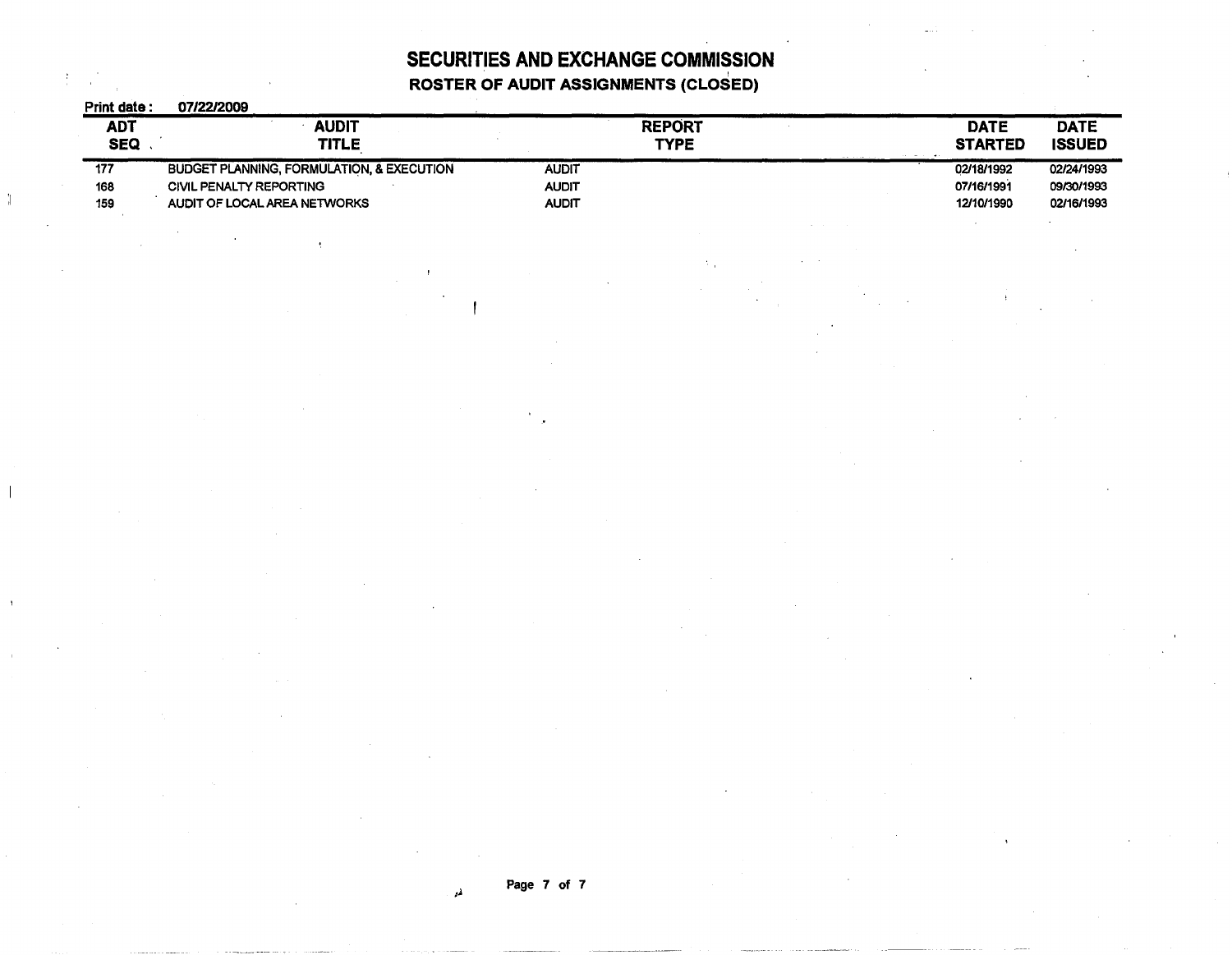# SECURITIES AND EXCHANGE COMMISSION

## ROSTER OF AUDIT ASSIGNMENTS (CLOSED)

Print date : 07/22/2009

| ADT SEQ | AUDIT TITLE | REPORT TYPE | DATE STARTED | DATE ISSUED |
|---|---|---|---|---|
| 177 | BUDGET PLANNING, FORMULATION, & EXECUTION | AUDIT | 02/18/1992 | 02/24/1993 |
| 168 | CIVIL PENALTY REPORTING | AUDIT | 07/16/1991 | 09/30/1993 |
| 159 | AUDIT OF LOCAL AREA NETWORKS | AUDIT | 12/10/1990 | 02/16/1993 |